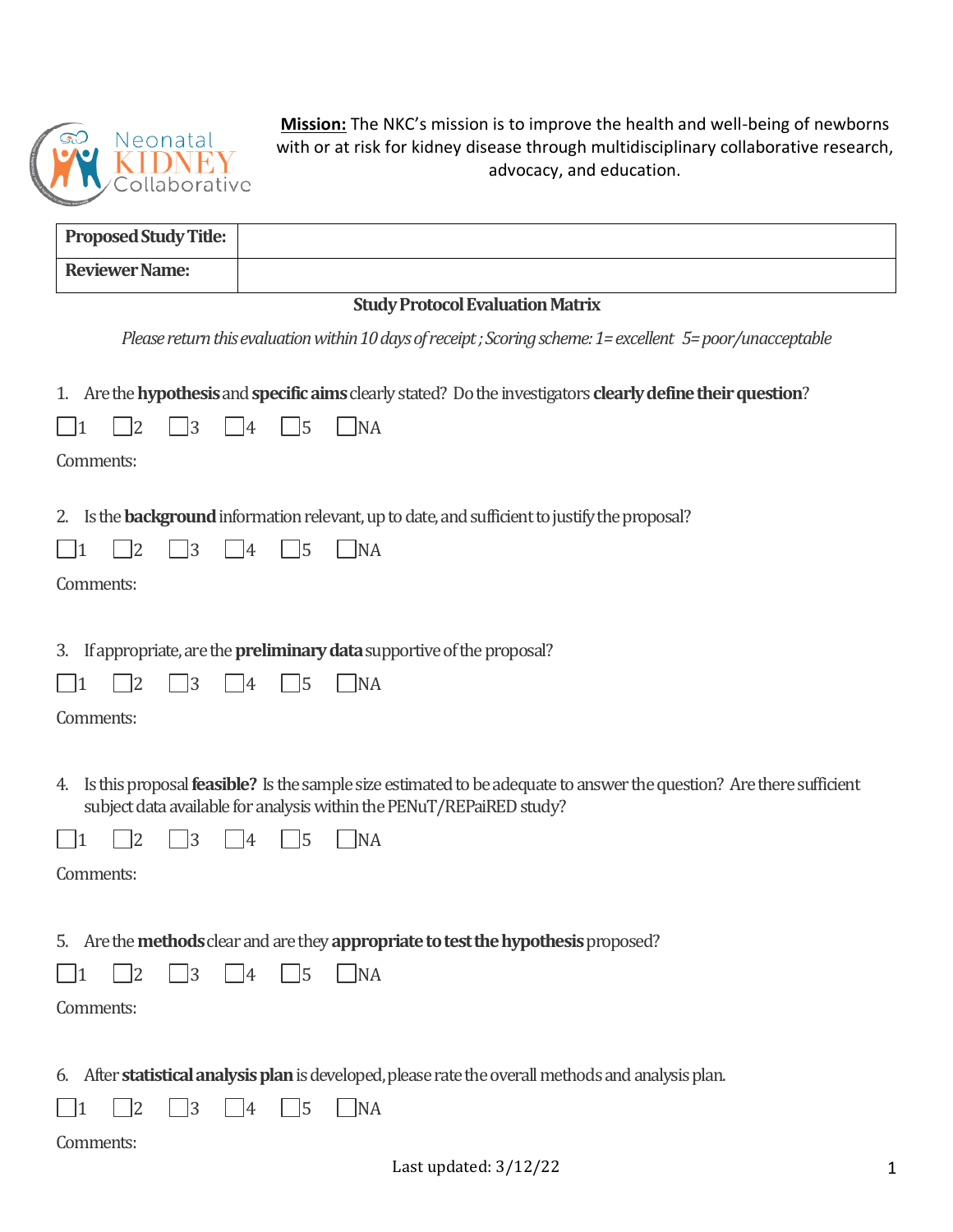Neonatal KIDNEY Collaborative

**Mission:** The NKC's mission is to improve the health and well-being of newborns with or at risk for kidney disease through multidisciplinary collaborative research, advocacy, and education.

| **Proposed Study Title:** | |
|---|---|
| **Reviewer Name:** | |

**Study Protocol Evaluation Matrix**

*Please return this evaluation within 10 days of receipt ; Scoring scheme: 1= excellent 5= poor/unacceptable*

1. Are the **hypothesis** and **specific aims** clearly stated? Do the investigators **clearly define their question**?

☐1 ☐2 ☐3 ☐4 ☐5 ☐NA

Comments:

2. Is the **background** information relevant, up to date, and sufficient to justify the proposal?

☐1 ☐2 ☐3 ☐4 ☐5 ☐NA

Comments:

3. If appropriate, are the **preliminary data** supportive of the proposal?

☐1 ☐2 ☐3 ☐4 ☐5 ☐NA

Comments:

4. Is this proposal **feasible?** Is the sample size estimated to be adequate to answer the question? Are there sufficient subject data available for analysis within the PENuT/REPaiRED study?

☐1 ☐2 ☐3 ☐4 ☐5 ☐NA

Comments:

5. Are the **methods** clear and are they **appropriate to test the hypothesis** proposed?

☐1 ☐2 ☐3 ☐4 ☐5 ☐NA

Comments:

6. After **statistical analysis plan** is developed, please rate the overall methods and analysis plan.

☐1 ☐2 ☐3 ☐4 ☐5 ☐NA

Comments:

Last updated: 3/12/22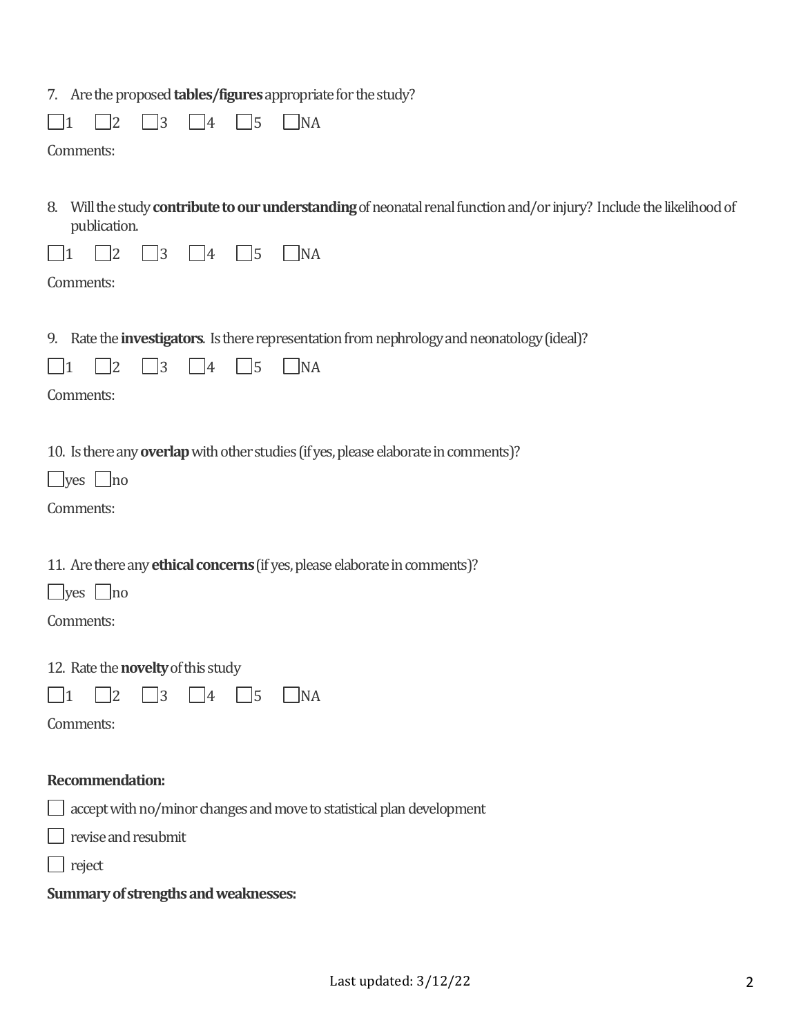7. Are the proposed **tables/figures** appropriate for the study?

☐ 1 ☐ 2 ☐ 3 ☐ 4 ☐ 5 ☐ NA

Comments:

8. Will the study **contribute to our understanding** of neonatal renal function and/or injury? Include the likelihood of publication.

☐ 1 ☐ 2 ☐ 3 ☐ 4 ☐ 5 ☐ NA

Comments:

9. Rate the **investigators**. Is there representation from nephrology and neonatology (ideal)?

☐ 1 ☐ 2 ☐ 3 ☐ 4 ☐ 5 ☐ NA

Comments:

10. Is there any **overlap** with other studies (if yes, please elaborate in comments)?

☐ yes ☐ no

Comments:

11. Are there any **ethical concerns** (if yes, please elaborate in comments)?

☐ yes ☐ no

Comments:

12. Rate the **novelty** of this study

☐ 1 ☐ 2 ☐ 3 ☐ 4 ☐ 5 ☐ NA

Comments:

**Recommendation:**

☐ accept with no/minor changes and move to statistical plan development

☐ revise and resubmit

☐ reject

**Summary of strengths and weaknesses:**

Last updated: 3/12/22